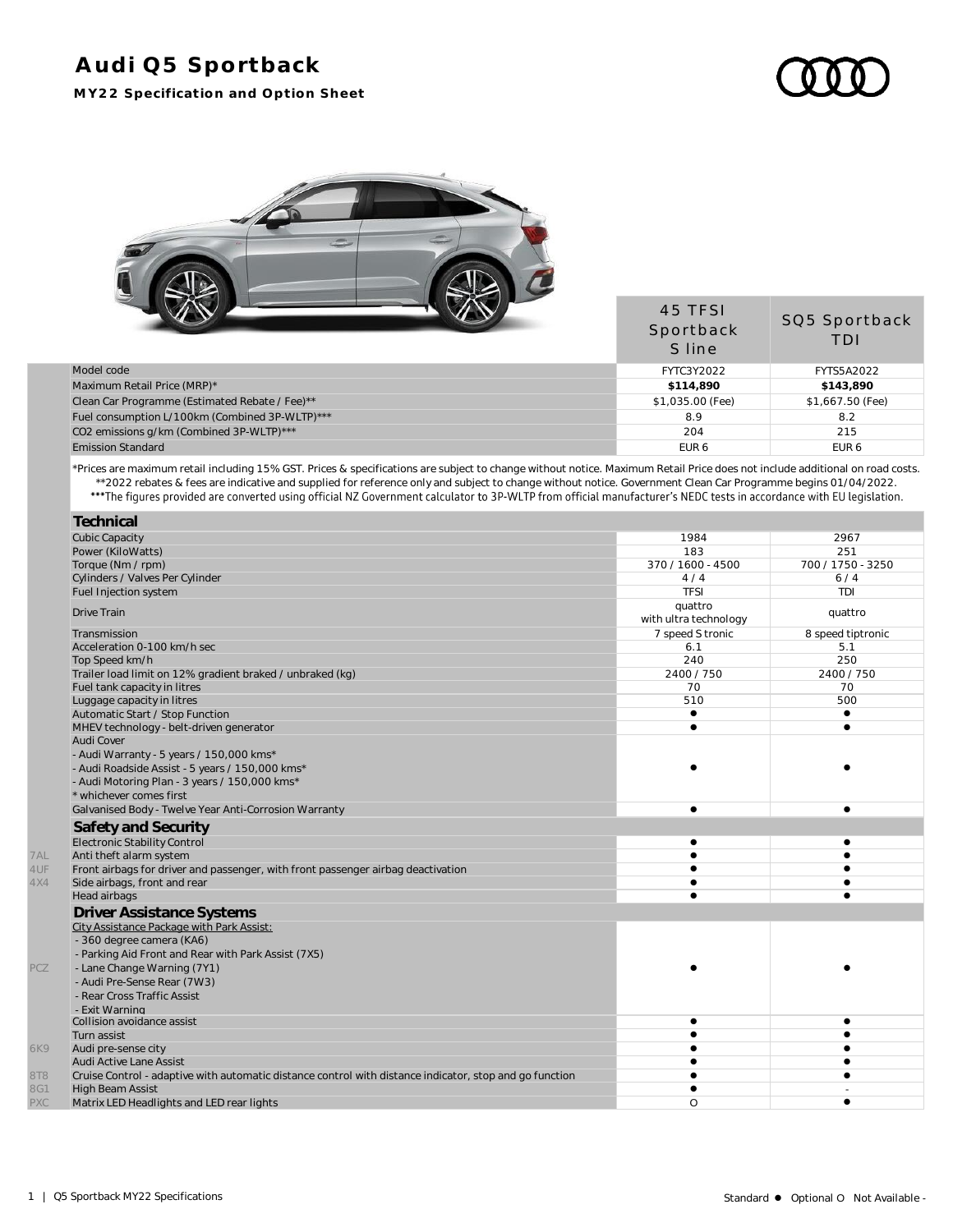# Audi Q5 Sportback

**MY22 Specification and Option Sheet**

| | | 45 TFSI Sportback S line | SQ5 Sportback TDI |
|---|---|---|---|
| | Model code | FYTC3Y2022 | FYTS5A2022 |
| | Maximum Retail Price (MRP)* | **$114,890** | **$143,890** |
| | Clean Car Programme (Estimated Rebate / Fee)** | $1,035.00 (Fee) | $1,667.50 (Fee) |
| | Fuel consumption L/100km (Combined 3P-WLTP)*** | 8.9 | 8.2 |
| | CO2 emissions g/km (Combined 3P-WLTP)*** | 204 | 215 |
| | Emission Standard | EUR 6 | EUR 6 |

*Prices are maximum retail including 15% GST. Prices & specifications are subject to change without notice. Maximum Retail Price does not include additional on road costs.
**2022 rebates & fees are indicative and supplied for reference only and subject to change without notice. Government Clean Car Programme begins 01/04/2022.
***The figures provided are converted using official NZ Government calculator to 3P-WLTP from official manufacturer's NEDC tests in accordance with EU legislation.

| | | 45 TFSI Sportback S line | SQ5 Sportback TDI |
|---|---|---|---|
| | **Technical** | | |
| | Cubic Capacity | 1984 | 2967 |
| | Power (KiloWatts) | 183 | 251 |
| | Torque (Nm / rpm) | 370 / 1600 - 4500 | 700 / 1750 - 3250 |
| | Cylinders / Valves Per Cylinder | 4 / 4 | 6 / 4 |
| | Fuel Injection system | TFSI | TDI |
| | Drive Train | quattro with ultra technology | quattro |
| | Transmission | 7 speed S tronic | 8 speed tiptronic |
| | Acceleration 0-100 km/h sec | 6.1 | 5.1 |
| | Top Speed km/h | 240 | 250 |
| | Trailer load limit on 12% gradient braked / unbraked (kg) | 2400 / 750 | 2400 / 750 |
| | Fuel tank capacity in litres | 70 | 70 |
| | Luggage capacity in litres | 510 | 500 |
| | Automatic Start / Stop Function | ● | ● |
| | MHEV technology - belt-driven generator | ● | ● |
| | Audi Cover<br>- Audi Warranty - 5 years / 150,000 kms*<br>- Audi Roadside Assist - 5 years / 150,000 kms*<br>- Audi Motoring Plan - 3 years / 150,000 kms*<br>* whichever comes first | ● | ● |
| | Galvanised Body - Twelve Year Anti-Corrosion Warranty | ● | ● |
| | **Safety and Security** | | |
| | Electronic Stability Control | ● | ● |
| 7AL | Anti theft alarm system | ● | ● |
| 4UF | Front airbags for driver and passenger, with front passenger airbag deactivation | ● | ● |
| 4X4 | Side airbags, front and rear | ● | ● |
| | Head airbags | ● | ● |
| | **Driver Assistance Systems** | | |
| PCZ | City Assistance Package with Park Assist:<br>- 360 degree camera (KA6)<br>- Parking Aid Front and Rear with Park Assist (7X5)<br>- Lane Change Warning (7Y1)<br>- Audi Pre-Sense Rear (7W3)<br>- Rear Cross Traffic Assist<br>- Exit Warning | ● | ● |
| | Collision avoidance assist | ● | ● |
| | Turn assist | ● | ● |
| 6K9 | Audi pre-sense city | ● | ● |
| | Audi Active Lane Assist | ● | ● |
| 8T8 | Cruise Control - adaptive with automatic distance control with distance indicator, stop and go function | ● | ● |
| 8G1 | High Beam Assist | ● | - |
| PXC | Matrix LED Headlights and LED rear lights | O | ● |

Standard ● Optional O Not Available -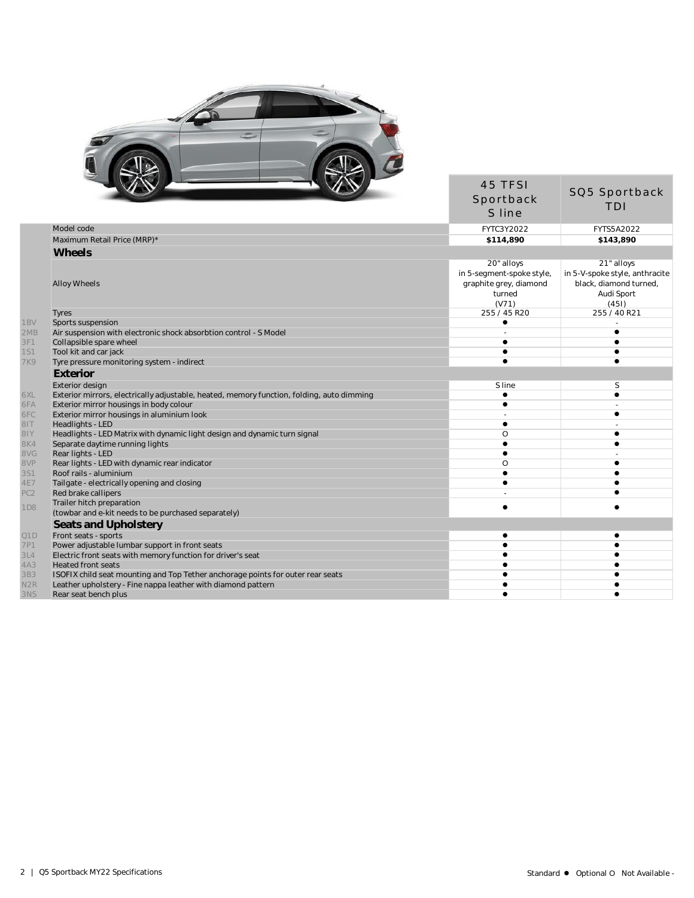| | | 45 TFSI Sportback S line | SQ5 Sportback TDI |
|---|---|---|---|
| | Model code | FYTC3Y2022 | FYTS5A2022 |
| | Maximum Retail Price (MRP)* | **$114,890** | **$143,890** |
| | **Wheels** | | |
| | Alloy Wheels | 20" alloys in 5-segment-spoke style, graphite grey, diamond turned (V71) | 21" alloys in 5-V-spoke style, anthracite black, diamond turned, Audi Sport (45I) |
| | Tyres | 255 / 45 R20 | 255 / 40 R21 |
| 1BV | Sports suspension | ● | - |
| 2MB | Air suspension with electronic shock absorbtion control - S Model | - | ● |
| 3F1 | Collapsible spare wheel | ● | ● |
| 1S1 | Tool kit and car jack | ● | ● |
| 7K9 | Tyre pressure monitoring system - indirect | ● | ● |
| | **Exterior** | | |
| | Exterior design | S line | S |
| 6XL | Exterior mirrors, electrically adjustable, heated, memory function, folding, auto dimming | ● | ● |
| 6FA | Exterior mirror housings in body colour | ● | - |
| 6FC | Exterior mirror housings in aluminium look | - | ● |
| 8IT | Headlights - LED | ● | - |
| 8IY | Headlights - LED Matrix with dynamic light design and dynamic turn signal | O | ● |
| 8K4 | Separate daytime running lights | ● | ● |
| 8VG | Rear lights - LED | ● | - |
| 8VP | Rear lights - LED with dynamic rear indicator | O | ● |
| 3S1 | Roof rails - aluminium | ● | ● |
| 4E7 | Tailgate - electrically opening and closing | ● | ● |
| PC2 | Red brake callipers | - | ● |
| 1D8 | Trailer hitch preparation (towbar and e-kit needs to be purchased separately) | ● | ● |
| | **Seats and Upholstery** | | |
| Q1D | Front seats - sports | ● | ● |
| 7P1 | Power adjustable lumbar support in front seats | ● | ● |
| 3L4 | Electric front seats with memory function for driver's seat | ● | ● |
| 4A3 | Heated front seats | ● | ● |
| 3B3 | ISOFIX child seat mounting and Top Tether anchorage points for outer rear seats | ● | ● |
| N2R | Leather upholstery - Fine nappa leather with diamond pattern | ● | ● |
| 3NS | Rear seat bench plus | ● | ● |

Standard ● Optional O Not Available -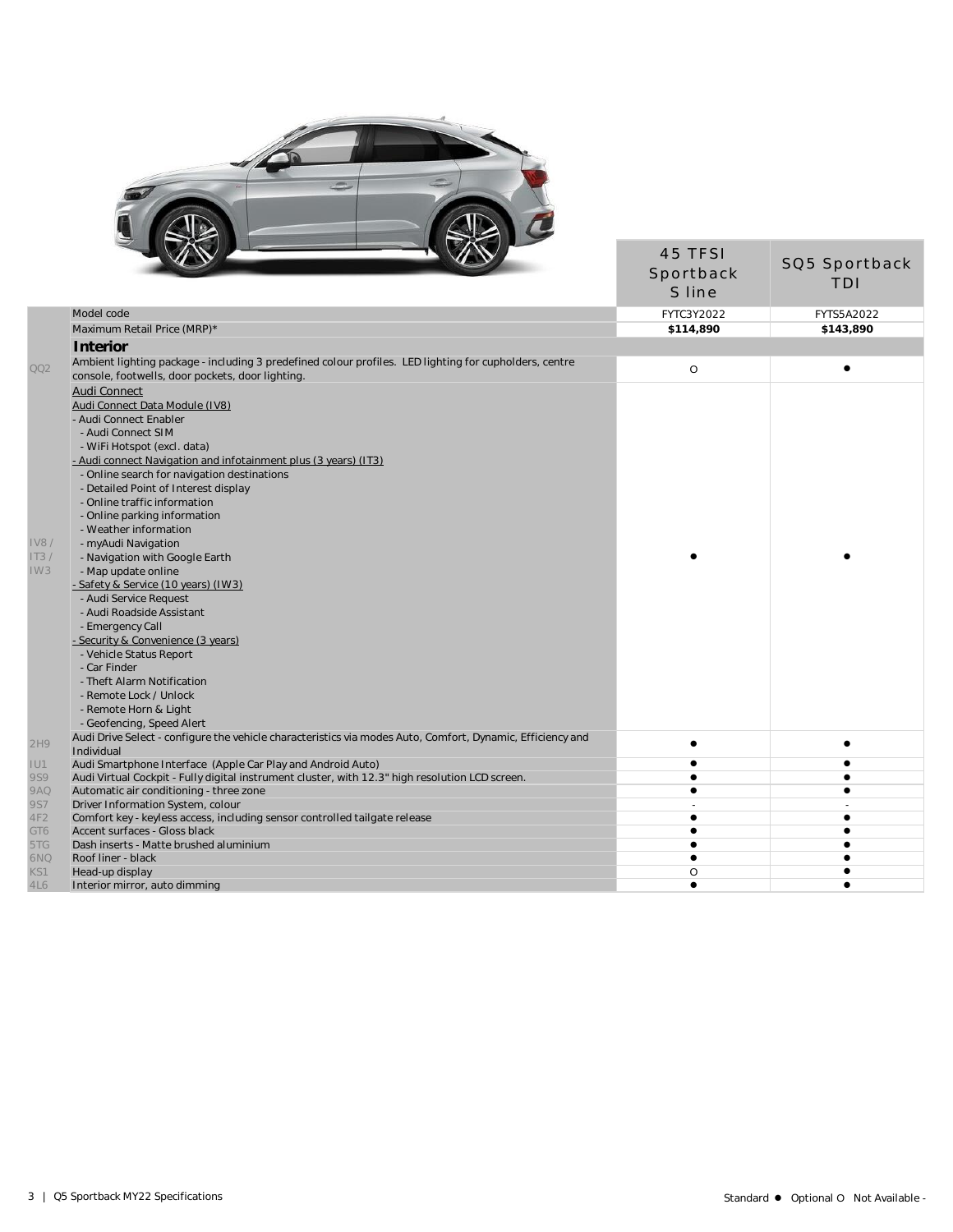| | | 45 TFSI Sportback S line | SQ5 Sportback TDI |
|---|---|---|---|
| | Model code | FYTC3Y2022 | FYTS5A2022 |
| | Maximum Retail Price (MRP)* | **$114,890** | **$143,890** |
| | ***Interior*** | | |
| QQ2 | Ambient lighting package - including 3 predefined colour profiles. LED lighting for cupholders, centre console, footwells, door pockets, door lighting. | O | ● |
| IV8 / IT3 / IW3 | Audi Connect<br>Audi Connect Data Module (IV8)<br>- Audi Connect Enabler<br>- Audi Connect SIM<br>- WiFi Hotspot (excl. data)<br>- Audi connect Navigation and infotainment plus (3 years) (IT3)<br>- Online search for navigation destinations<br>- Detailed Point of Interest display<br>- Online traffic information<br>- Online parking information<br>- Weather information<br>- myAudi Navigation<br>- Navigation with Google Earth<br>- Map update online<br>- Safety & Service (10 years) (IW3)<br>- Audi Service Request<br>- Audi Roadside Assistant<br>- Emergency Call<br>- Security & Convenience (3 years)<br>- Vehicle Status Report<br>- Car Finder<br>- Theft Alarm Notification<br>- Remote Lock / Unlock<br>- Remote Horn & Light<br>- Geofencing, Speed Alert | ● | ● |
| 2H9 | Audi Drive Select - configure the vehicle characteristics via modes Auto, Comfort, Dynamic, Efficiency and Individual | ● | ● |
| IU1 | Audi Smartphone Interface (Apple Car Play and Android Auto) | ● | ● |
| 9S9 | Audi Virtual Cockpit - Fully digital instrument cluster, with 12.3" high resolution LCD screen. | ● | ● |
| 9AQ | Automatic air conditioning - three zone | ● | ● |
| 9S7 | Driver Information System, colour | - | - |
| 4F2 | Comfort key - keyless access, including sensor controlled tailgate release | ● | ● |
| GT6 | Accent surfaces - Gloss black | ● | ● |
| 5TG | Dash inserts - Matte brushed aluminium | ● | ● |
| 6NQ | Roof liner - black | ● | ● |
| KS1 | Head-up display | O | ● |
| 4L6 | Interior mirror, auto dimming | ● | ● |

Standard ● Optional O Not Available -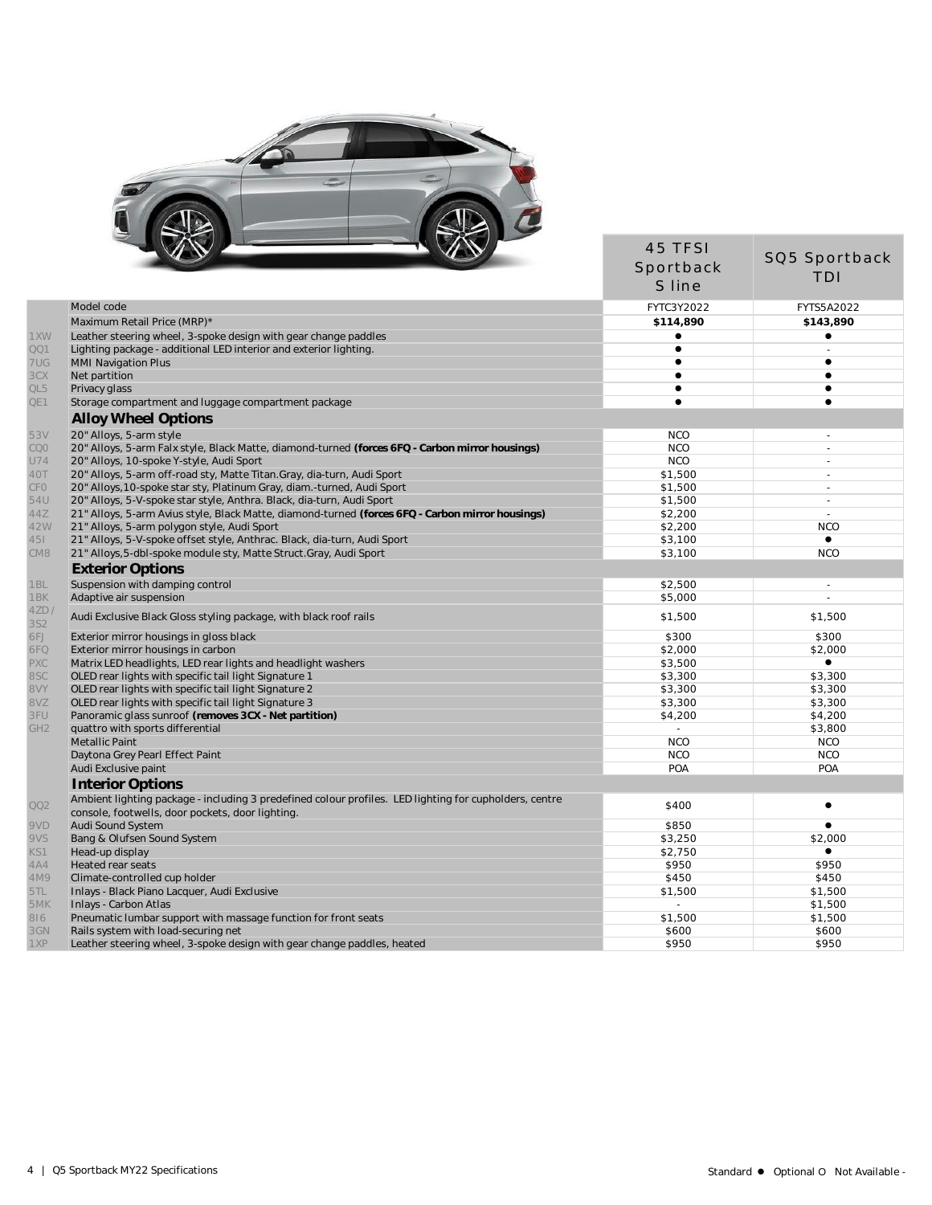| Code | | 45 TFSI Sportback S line | SQ5 Sportback TDI |
|---|---|---|---|
| | Model code | FYTC3Y2022 | FYTS5A2022 |
| | Maximum Retail Price (MRP)* | **$114,890** | **$143,890** |
| 1XW | Leather steering wheel, 3-spoke design with gear change paddles | ● | ● |
| QQ1 | Lighting package - additional LED interior and exterior lighting. | ● | - |
| 7UG | MMI Navigation Plus | ● | ● |
| 3CX | Net partition | ● | ● |
| QL5 | Privacy glass | ● | ● |
| QE1 | Storage compartment and luggage compartment package | ● | ● |
| | **Alloy Wheel Options** | | |
| 53V | 20" Alloys, 5-arm style | NCO | - |
| CQ0 | 20" Alloys, 5-arm Falx style, Black Matte, diamond-turned **(forces 6FQ - Carbon mirror housings)** | NCO | - |
| U74 | 20" Alloys, 10-spoke Y-style, Audi Sport | NCO | - |
| 40T | 20" Alloys, 5-arm off-road sty, Matte Titan.Gray, dia-turn, Audi Sport | $1,500 | - |
| CF0 | 20" Alloys,10-spoke star sty, Platinum Gray, diam.-turned, Audi Sport | $1,500 | - |
| 54U | 20" Alloys, 5-V-spoke star style, Anthra. Black, dia-turn, Audi Sport | $1,500 | - |
| 44Z | 21" Alloys, 5-arm Avius style, Black Matte, diamond-turned **(forces 6FQ - Carbon mirror housings)** | $2,200 | - |
| 42W | 21" Alloys, 5-arm polygon style, Audi Sport | $2,200 | NCO |
| 45I | 21" Alloys, 5-V-spoke offset style, Anthrac. Black, dia-turn, Audi Sport | $3,100 | ● |
| CM8 | 21" Alloys,5-dbl-spoke module sty, Matte Struct.Gray, Audi Sport | $3,100 | NCO |
| | **Exterior Options** | | |
| 1BL | Suspension with damping control | $2,500 | - |
| 1BK | Adaptive air suspension | $5,000 | - |
| 4ZD / 3S2 | Audi Exclusive Black Gloss styling package, with black roof rails | $1,500 | $1,500 |
| 6FJ | Exterior mirror housings in gloss black | $300 | $300 |
| 6FQ | Exterior mirror housings in carbon | $2,000 | $2,000 |
| PXC | Matrix LED headlights, LED rear lights and headlight washers | $3,500 | ● |
| 8SC | OLED rear lights with specific tail light Signature 1 | $3,300 | $3,300 |
| 8VY | OLED rear lights with specific tail light Signature 2 | $3,300 | $3,300 |
| 8VZ | OLED rear lights with specific tail light Signature 3 | $3,300 | $3,300 |
| 3FU | Panoramic glass sunroof **(removes 3CX - Net partition)** | $4,200 | $4,200 |
| GH2 | quattro with sports differential | - | $3,800 |
| | Metallic Paint | NCO | NCO |
| | Daytona Grey Pearl Effect Paint | NCO | NCO |
| | Audi Exclusive paint | POA | POA |
| | **Interior Options** | | |
| QQ2 | Ambient lighting package - including 3 predefined colour profiles. LED lighting for cupholders, centre console, footwells, door pockets, door lighting. | $400 | ● |
| 9VD | Audi Sound System | $850 | ● |
| 9VS | Bang & Olufsen Sound System | $3,250 | $2,000 |
| KS1 | Head-up display | $2,750 | ● |
| 4A4 | Heated rear seats | $950 | $950 |
| 4M9 | Climate-controlled cup holder | $450 | $450 |
| 5TL | Inlays - Black Piano Lacquer, Audi Exclusive | $1,500 | $1,500 |
| 5MK | Inlays - Carbon Atlas | - | $1,500 |
| 8I6 | Pneumatic lumbar support with massage function for front seats | $1,500 | $1,500 |
| 3GN | Rails system with load-securing net | $600 | $600 |
| 1XP | Leather steering wheel, 3-spoke design with gear change paddles, heated | $950 | $950 |

Standard ● Optional O Not Available -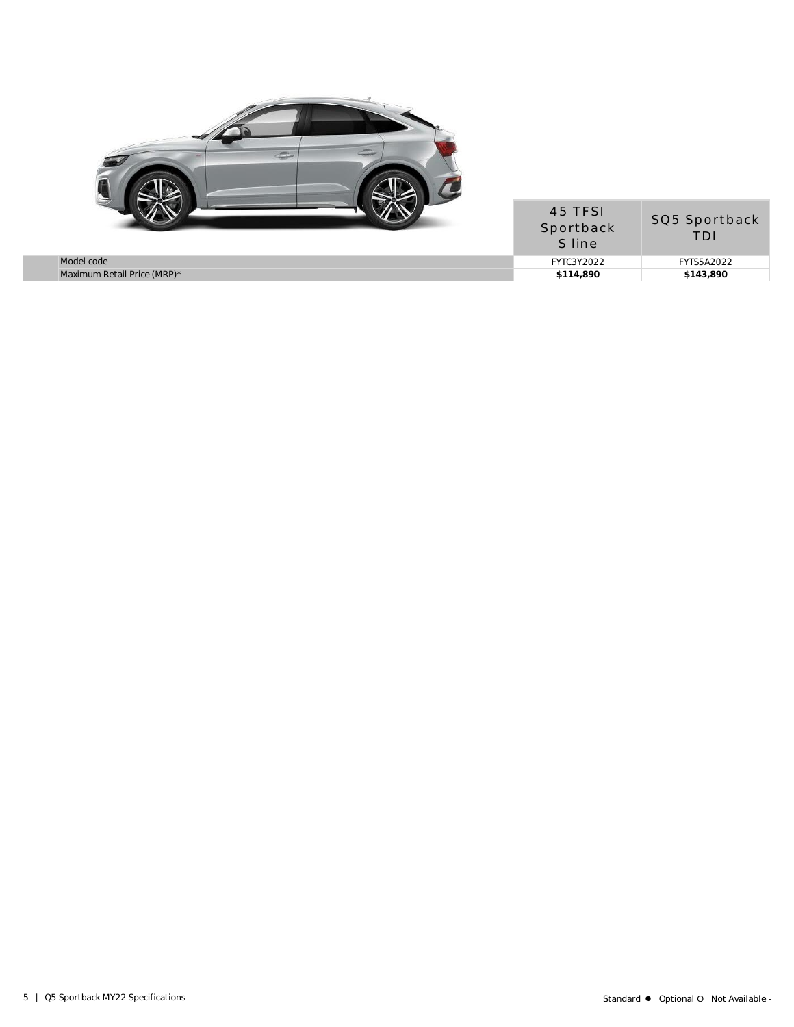| | 45 TFSI Sportback S line | SQ5 Sportback TDI |
|---|---|---|
| Model code | FYTC3Y2022 | FYTS5A2022 |
| Maximum Retail Price (MRP)* | **$114,890** | **$143,890** |

Standard ● Optional O Not Available -